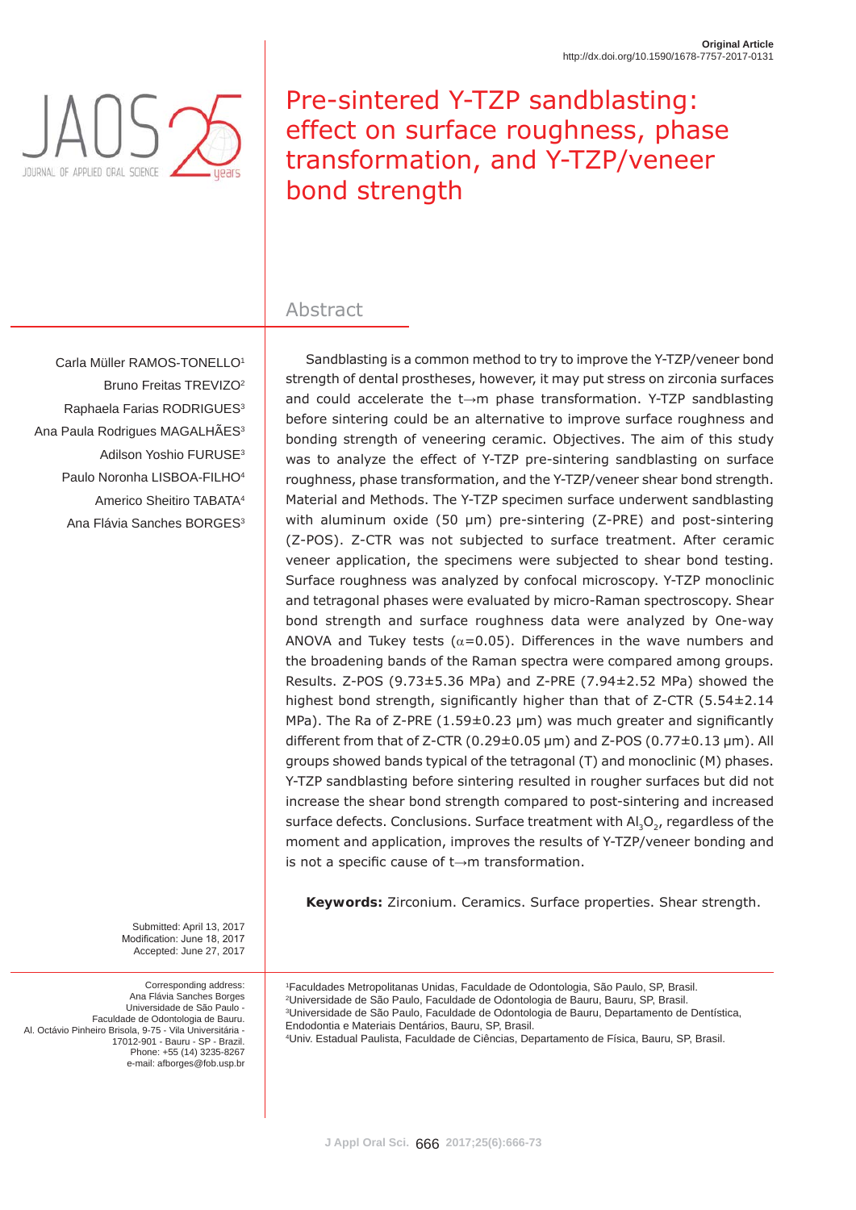Original Article
http://dx.doi.org/10.1590/1678-7757-2017-0131

# Pre-sintered Y-TZP sandblasting: effect on surface roughness, phase transformation, and Y-TZP/veneer bond strength

Carla Müller RAMOS-TONELLO[1]
Bruno Freitas TREVIZO[2]
Raphaela Farias RODRIGUES[3]
Ana Paula Rodrigues MAGALHÃES[3]
Adilson Yoshio FURUSE[3]
Paulo Noronha LISBOA-FILHO[4]
Americo Sheitiro TABATA[4]
Ana Flávia Sanches BORGES[3]

## Abstract

Sandblasting is a common method to try to improve the Y-TZP/veneer bond strength of dental prostheses, however, it may put stress on zirconia surfaces and could accelerate the t→m phase transformation. Y-TZP sandblasting before sintering could be an alternative to improve surface roughness and bonding strength of veneering ceramic. Objectives. The aim of this study was to analyze the effect of Y-TZP pre-sintering sandblasting on surface roughness, phase transformation, and the Y-TZP/veneer shear bond strength. Material and Methods. The Y-TZP specimen surface underwent sandblasting with aluminum oxide (50 µm) pre-sintering (Z-PRE) and post-sintering (Z-POS). Z-CTR was not subjected to surface treatment. After ceramic veneer application, the specimens were subjected to shear bond testing. Surface roughness was analyzed by confocal microscopy. Y-TZP monoclinic and tetragonal phases were evaluated by micro-Raman spectroscopy. Shear bond strength and surface roughness data were analyzed by One-way ANOVA and Tukey tests ($\alpha$=0.05). Differences in the wave numbers and the broadening bands of the Raman spectra were compared among groups. Results. Z-POS (9.73±5.36 MPa) and Z-PRE (7.94±2.52 MPa) showed the highest bond strength, significantly higher than that of Z-CTR (5.54±2.14 MPa). The Ra of Z-PRE (1.59±0.23 µm) was much greater and significantly different from that of Z-CTR (0.29±0.05 µm) and Z-POS (0.77±0.13 µm). All groups showed bands typical of the tetragonal (T) and monoclinic (M) phases. Y-TZP sandblasting before sintering resulted in rougher surfaces but did not increase the shear bond strength compared to post-sintering and increased surface defects. Conclusions. Surface treatment with $Al_3O_2$, regardless of the moment and application, improves the results of Y-TZP/veneer bonding and is not a specific cause of t→m transformation.

**Keywords:** Zirconium. Ceramics. Surface properties. Shear strength.

Submitted: April 13, 2017
Modification: June 18, 2017
Accepted: June 27, 2017

Corresponding address:
Ana Flávia Sanches Borges
Universidade de São Paulo -
Faculdade de Odontologia de Bauru.
Al. Octávio Pinheiro Brisola, 9-75 - Vila Universitária -
17012-901 - Bauru - SP - Brazil.
Phone: +55 (14) 3235-8267
e-mail: afborges@fob.usp.br

[1]Faculdades Metropolitanas Unidas, Faculdade de Odontologia, São Paulo, SP, Brasil.
[2]Universidade de São Paulo, Faculdade de Odontologia de Bauru, Bauru, SP, Brasil.
[3]Universidade de São Paulo, Faculdade de Odontologia de Bauru, Departamento de Dentística, Endodontia e Materiais Dentários, Bauru, SP, Brasil.
[4]Univ. Estadual Paulista, Faculdade de Ciências, Departamento de Física, Bauru, SP, Brasil.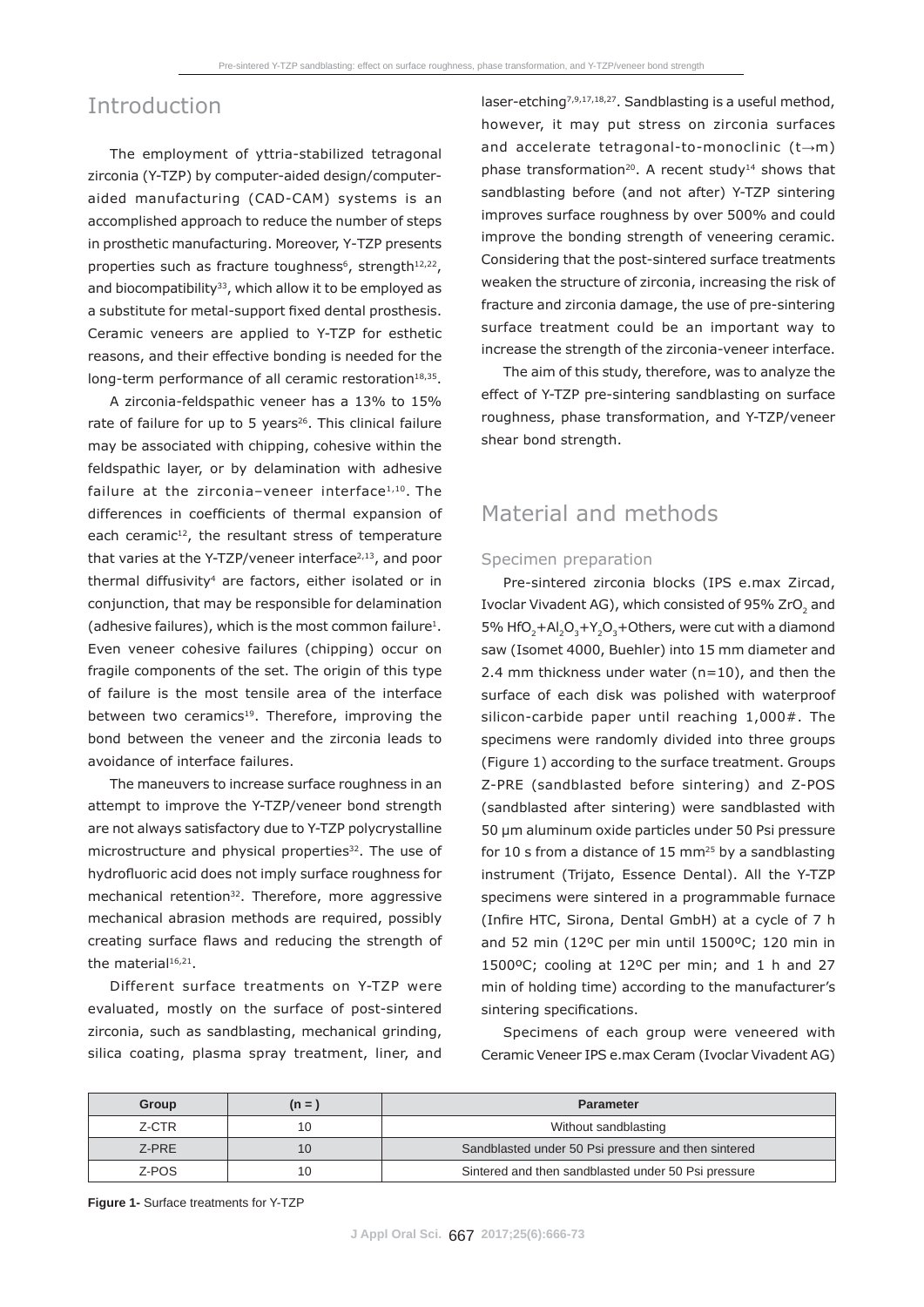## Introduction

The employment of yttria-stabilized tetragonal zirconia (Y-TZP) by computer-aided design/computer-aided manufacturing (CAD-CAM) systems is an accomplished approach to reduce the number of steps in prosthetic manufacturing. Moreover, Y-TZP presents properties such as fracture toughness[6], strength[12,22], and biocompatibility[33], which allow it to be employed as a substitute for metal-support fixed dental prosthesis. Ceramic veneers are applied to Y-TZP for esthetic reasons, and their effective bonding is needed for the long-term performance of all ceramic restoration[18,35].

A zirconia-feldspathic veneer has a 13% to 15% rate of failure for up to 5 years[26]. This clinical failure may be associated with chipping, cohesive within the feldspathic layer, or by delamination with adhesive failure at the zirconia–veneer interface[1,10]. The differences in coefficients of thermal expansion of each ceramic[12], the resultant stress of temperature that varies at the Y-TZP/veneer interface[2,13], and poor thermal diffusivity[4] are factors, either isolated or in conjunction, that may be responsible for delamination (adhesive failures), which is the most common failure[1]. Even veneer cohesive failures (chipping) occur on fragile components of the set. The origin of this type of failure is the most tensile area of the interface between two ceramics[19]. Therefore, improving the bond between the veneer and the zirconia leads to avoidance of interface failures.

The maneuvers to increase surface roughness in an attempt to improve the Y-TZP/veneer bond strength are not always satisfactory due to Y-TZP polycrystalline microstructure and physical properties[32]. The use of hydrofluoric acid does not imply surface roughness for mechanical retention[32]. Therefore, more aggressive mechanical abrasion methods are required, possibly creating surface flaws and reducing the strength of the material[16,21].

Different surface treatments on Y-TZP were evaluated, mostly on the surface of post-sintered zirconia, such as sandblasting, mechanical grinding, silica coating, plasma spray treatment, liner, and laser-etching[7,9,17,18,27]. Sandblasting is a useful method, however, it may put stress on zirconia surfaces and accelerate tetragonal-to-monoclinic (t→m) phase transformation[20]. A recent study[14] shows that sandblasting before (and not after) Y-TZP sintering improves surface roughness by over 500% and could improve the bonding strength of veneering ceramic. Considering that the post-sintered surface treatments weaken the structure of zirconia, increasing the risk of fracture and zirconia damage, the use of pre-sintering surface treatment could be an important way to increase the strength of the zirconia-veneer interface.

The aim of this study, therefore, was to analyze the effect of Y-TZP pre-sintering sandblasting on surface roughness, phase transformation, and Y-TZP/veneer shear bond strength.

## Material and methods

### Specimen preparation

Pre-sintered zirconia blocks (IPS e.max Zircad, Ivoclar Vivadent AG), which consisted of 95% $ZrO_2$ and 5% $HfO_2$+$Al_2O_3$+$Y_2O_3$+Others, were cut with a diamond saw (Isomet 4000, Buehler) into 15 mm diameter and 2.4 mm thickness under water (n=10), and then the surface of each disk was polished with waterproof silicon-carbide paper until reaching 1,000#. The specimens were randomly divided into three groups (Figure 1) according to the surface treatment. Groups Z-PRE (sandblasted before sintering) and Z-POS (sandblasted after sintering) were sandblasted with 50 µm aluminum oxide particles under 50 Psi pressure for 10 s from a distance of 15 mm[25] by a sandblasting instrument (Trijato, Essence Dental). All the Y-TZP specimens were sintered in a programmable furnace (Infire HTC, Sirona, Dental GmbH) at a cycle of 7 h and 52 min (12ºC per min until 1500ºC; 120 min in 1500ºC; cooling at 12ºC per min; and 1 h and 27 min of holding time) according to the manufacturer's sintering specifications.

Specimens of each group were veneered with Ceramic Veneer IPS e.max Ceram (Ivoclar Vivadent AG)

| Group | (n = ) | Parameter |
|---|---|---|
| Z-CTR | 10 | Without sandblasting |
| Z-PRE | 10 | Sandblasted under 50 Psi pressure and then sintered |
| Z-POS | 10 | Sintered and then sandblasted under 50 Psi pressure |

**Figure 1-** Surface treatments for Y-TZP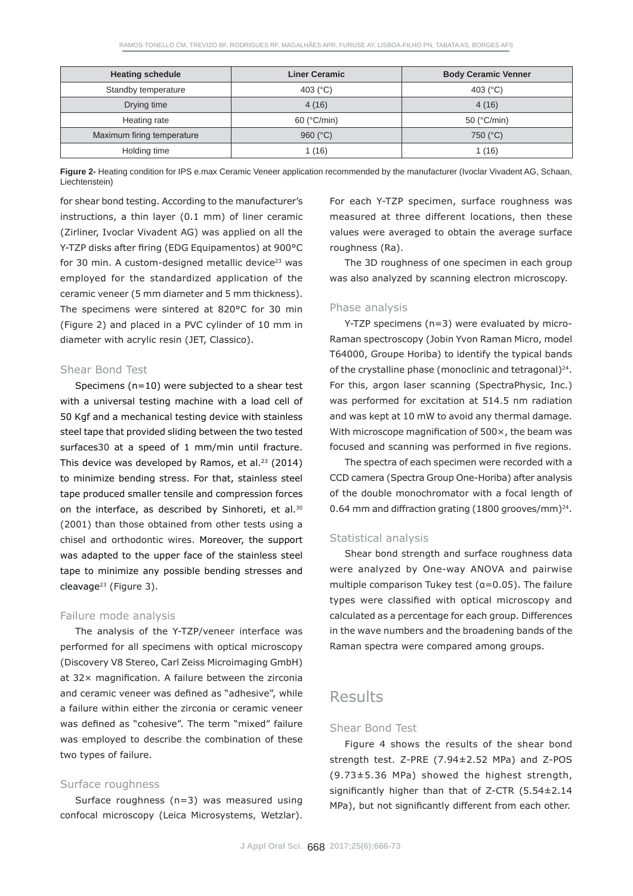| Heating schedule | Liner Ceramic | Body Ceramic Venner |
| --- | --- | --- |
| Standby temperature | 403 (°C) | 403 (°C) |
| Drying time | 4 (16) | 4 (16) |
| Heating rate | 60 (°C/min) | 50 (°C/min) |
| Maximum firing temperature | 960 (°C) | 750 (°C) |
| Holding time | 1 (16) | 1 (16) |

**Figure 2-** Heating condition for IPS e.max Ceramic Veneer application recommended by the manufacturer (Ivoclar Vivadent AG, Schaan, Liechtenstein)

for shear bond testing. According to the manufacturer's instructions, a thin layer (0.1 mm) of liner ceramic (Zirliner, Ivoclar Vivadent AG) was applied on all the Y-TZP disks after firing (EDG Equipamentos) at 900°C for 30 min. A custom-designed metallic device[23] was employed for the standardized application of the ceramic veneer (5 mm diameter and 5 mm thickness). The specimens were sintered at 820°C for 30 min (Figure 2) and placed in a PVC cylinder of 10 mm in diameter with acrylic resin (JET, Classico).

### Shear Bond Test

Specimens (n=10) were subjected to a shear test with a universal testing machine with a load cell of 50 Kgf and a mechanical testing device with stainless steel tape that provided sliding between the two tested surfaces30 at a speed of 1 mm/min until fracture. This device was developed by Ramos, et al.[23] (2014) to minimize bending stress. For that, stainless steel tape produced smaller tensile and compression forces on the interface, as described by Sinhoreti, et al.[30] (2001) than those obtained from other tests using a chisel and orthodontic wires. Moreover, the support was adapted to the upper face of the stainless steel tape to minimize any possible bending stresses and cleavage[23] (Figure 3).

### Failure mode analysis

The analysis of the Y-TZP/veneer interface was performed for all specimens with optical microscopy (Discovery V8 Stereo, Carl Zeiss Microimaging GmbH) at 32× magnification. A failure between the zirconia and ceramic veneer was defined as "adhesive", while a failure within either the zirconia or ceramic veneer was defined as "cohesive". The term "mixed" failure was employed to describe the combination of these two types of failure.

### Surface roughness

Surface roughness (n=3) was measured using confocal microscopy (Leica Microsystems, Wetzlar). For each Y-TZP specimen, surface roughness was measured at three different locations, then these values were averaged to obtain the average surface roughness (Ra).

The 3D roughness of one specimen in each group was also analyzed by scanning electron microscopy.

### Phase analysis

Y-TZP specimens (n=3) were evaluated by micro-Raman spectroscopy (Jobin Yvon Raman Micro, model T64000, Groupe Horiba) to identify the typical bands of the crystalline phase (monoclinic and tetragonal)[24]. For this, argon laser scanning (SpectraPhysic, Inc.) was performed for excitation at 514.5 nm radiation and was kept at 10 mW to avoid any thermal damage. With microscope magnification of 500×, the beam was focused and scanning was performed in five regions.

The spectra of each specimen were recorded with a CCD camera (Spectra Group One-Horiba) after analysis of the double monochromator with a focal length of 0.64 mm and diffraction grating (1800 grooves/mm)[24].

### Statistical analysis

Shear bond strength and surface roughness data were analyzed by One-way ANOVA and pairwise multiple comparison Tukey test ($\alpha$=0.05). The failure types were classified with optical microscopy and calculated as a percentage for each group. Differences in the wave numbers and the broadening bands of the Raman spectra were compared among groups.

## Results

### Shear Bond Test

Figure 4 shows the results of the shear bond strength test. Z-PRE (7.94±2.52 MPa) and Z-POS (9.73±5.36 MPa) showed the highest strength, significantly higher than that of Z-CTR (5.54±2.14 MPa), but not significantly different from each other.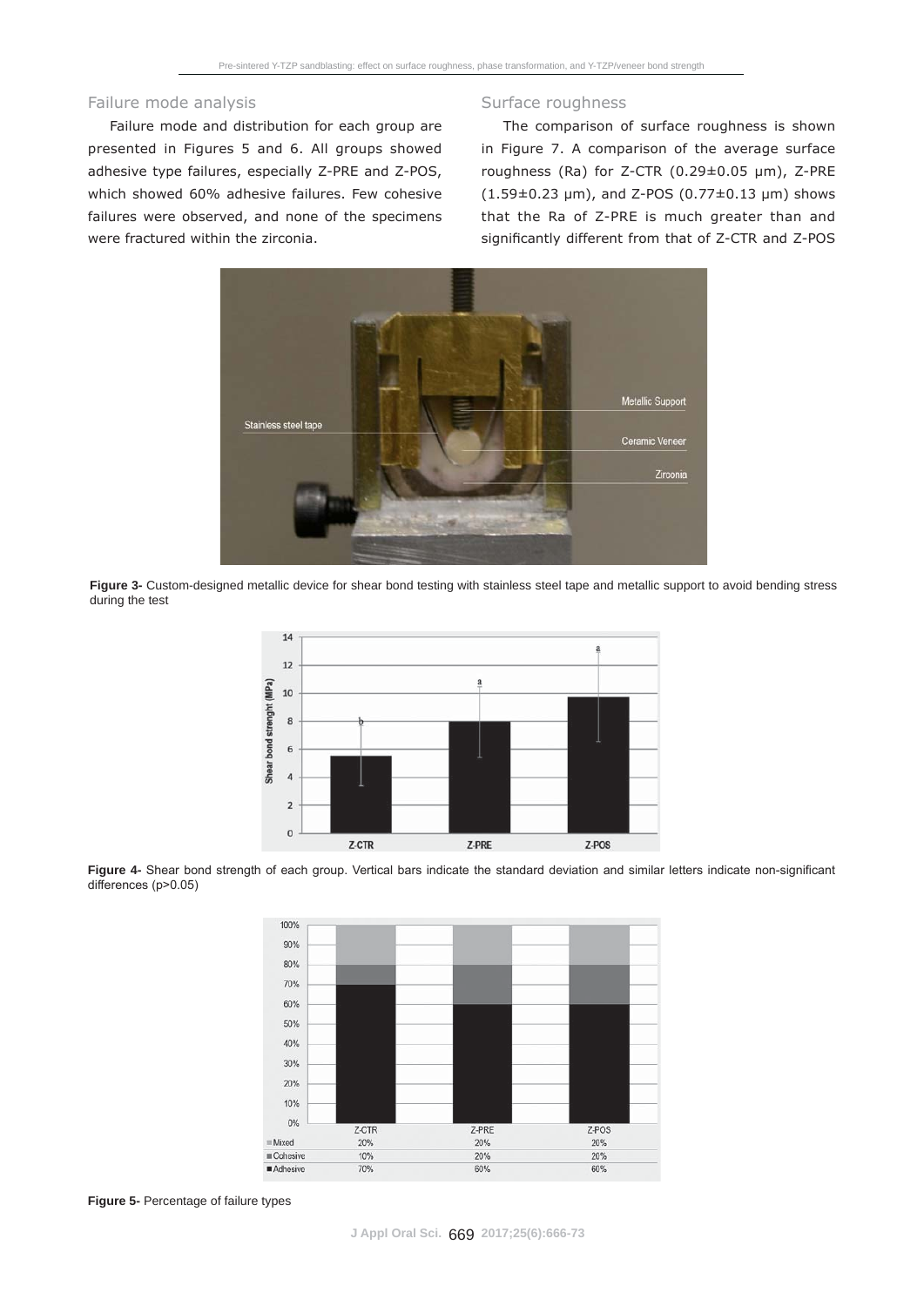## Failure mode analysis

Failure mode and distribution for each group are presented in Figures 5 and 6. All groups showed adhesive type failures, especially Z-PRE and Z-POS, which showed 60% adhesive failures. Few cohesive failures were observed, and none of the specimens were fractured within the zirconia.

## Surface roughness

The comparison of surface roughness is shown in Figure 7. A comparison of the average surface roughness (Ra) for Z-CTR (0.29±0.05 μm), Z-PRE (1.59±0.23 μm), and Z-POS (0.77±0.13 μm) shows that the Ra of Z-PRE is much greater than and significantly different from that of Z-CTR and Z-POS

**Figure 3-** Custom-designed metallic device for shear bond testing with stainless steel tape and metallic support to avoid bending stress during the test

**Figure 4-** Shear bond strength of each group. Vertical bars indicate the standard deviation and similar letters indicate non-significant differences (p>0.05)

| | Z-CTR | Z-PRE | Z-POS |
|---|---|---|---|
| Mixed | 20% | 20% | 20% |
| Cohesive | 10% | 20% | 20% |
| Adhesive | 70% | 60% | 60% |

**Figure 5-** Percentage of failure types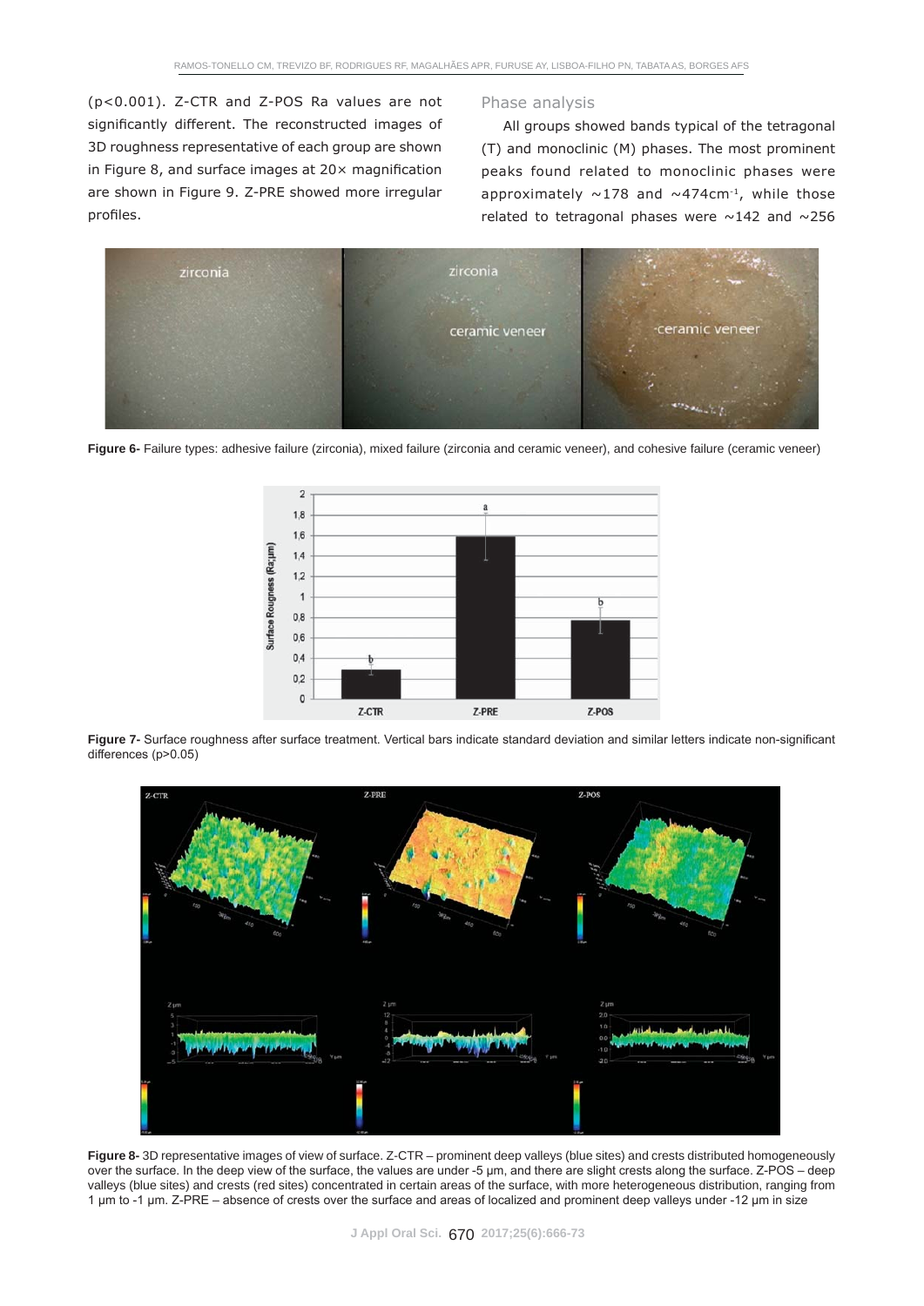(p<0.001). Z-CTR and Z-POS Ra values are not significantly different. The reconstructed images of 3D roughness representative of each group are shown in Figure 8, and surface images at 20× magnification are shown in Figure 9. Z-PRE showed more irregular profiles.

### Phase analysis

All groups showed bands typical of the tetragonal (T) and monoclinic (M) phases. The most prominent peaks found related to monoclinic phases were approximately ~178 and ~474cm$^{-1}$, while those related to tetragonal phases were ~142 and ~256

**Figure 6-** Failure types: adhesive failure (zirconia), mixed failure (zirconia and ceramic veneer), and cohesive failure (ceramic veneer)

**Figure 7-** Surface roughness after surface treatment. Vertical bars indicate standard deviation and similar letters indicate non-significant differences (p>0.05)

**Figure 8-** 3D representative images of view of surface. Z-CTR – prominent deep valleys (blue sites) and crests distributed homogeneously over the surface. In the deep view of the surface, the values are under -5 µm, and there are slight crests along the surface. Z-POS – deep valleys (blue sites) and crests (red sites) concentrated in certain areas of the surface, with more heterogeneous distribution, ranging from 1 µm to -1 µm. Z-PRE – absence of crests over the surface and areas of localized and prominent deep valleys under -12 µm in size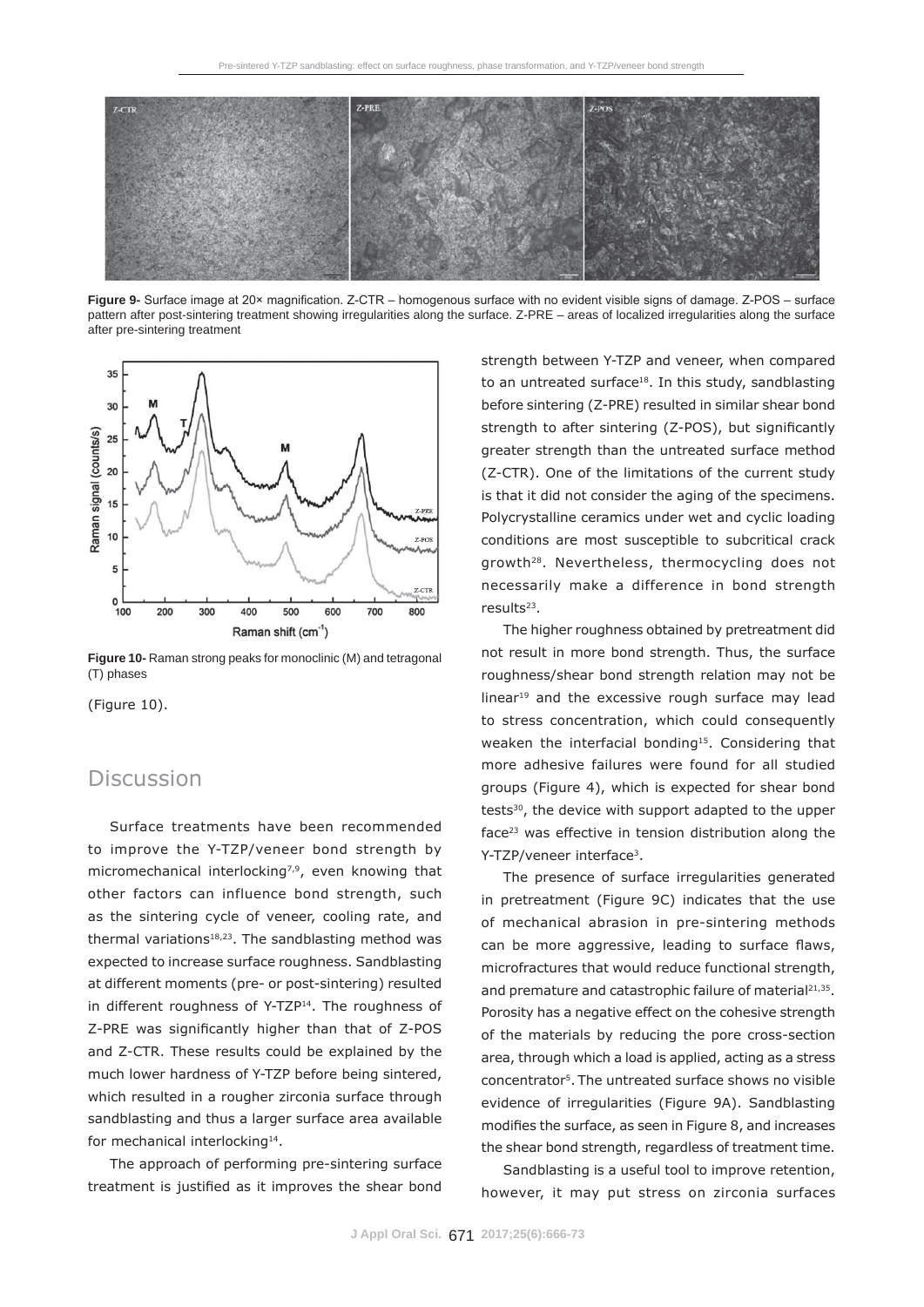Figure 9- Surface image at 20× magnification. Z-CTR – homogenous surface with no evident visible signs of damage. Z-POS – surface pattern after post-sintering treatment showing irregularities along the surface. Z-PRE – areas of localized irregularities along the surface after pre-sintering treatment

Figure 10- Raman strong peaks for monoclinic (M) and tetragonal (T) phases

(Figure 10).

## Discussion

Surface treatments have been recommended to improve the Y-TZP/veneer bond strength by micromechanical interlocking[7,9], even knowing that other factors can influence bond strength, such as the sintering cycle of veneer, cooling rate, and thermal variations[18,23]. The sandblasting method was expected to increase surface roughness. Sandblasting at different moments (pre- or post-sintering) resulted in different roughness of Y-TZP[14]. The roughness of Z-PRE was significantly higher than that of Z-POS and Z-CTR. These results could be explained by the much lower hardness of Y-TZP before being sintered, which resulted in a rougher zirconia surface through sandblasting and thus a larger surface area available for mechanical interlocking[14].

The approach of performing pre-sintering surface treatment is justified as it improves the shear bond strength between Y-TZP and veneer, when compared to an untreated surface[18]. In this study, sandblasting before sintering (Z-PRE) resulted in similar shear bond strength to after sintering (Z-POS), but significantly greater strength than the untreated surface method (Z-CTR). One of the limitations of the current study is that it did not consider the aging of the specimens. Polycrystalline ceramics under wet and cyclic loading conditions are most susceptible to subcritical crack growth[28]. Nevertheless, thermocycling does not necessarily make a difference in bond strength results[23].

The higher roughness obtained by pretreatment did not result in more bond strength. Thus, the surface roughness/shear bond strength relation may not be linear[19] and the excessive rough surface may lead to stress concentration, which could consequently weaken the interfacial bonding[15]. Considering that more adhesive failures were found for all studied groups (Figure 4), which is expected for shear bond tests[30], the device with support adapted to the upper face[23] was effective in tension distribution along the Y-TZP/veneer interface[3].

The presence of surface irregularities generated in pretreatment (Figure 9C) indicates that the use of mechanical abrasion in pre-sintering methods can be more aggressive, leading to surface flaws, microfractures that would reduce functional strength, and premature and catastrophic failure of material[21,35]. Porosity has a negative effect on the cohesive strength of the materials by reducing the pore cross-section area, through which a load is applied, acting as a stress concentrator[5]. The untreated surface shows no visible evidence of irregularities (Figure 9A). Sandblasting modifies the surface, as seen in Figure 8, and increases the shear bond strength, regardless of treatment time.

Sandblasting is a useful tool to improve retention, however, it may put stress on zirconia surfaces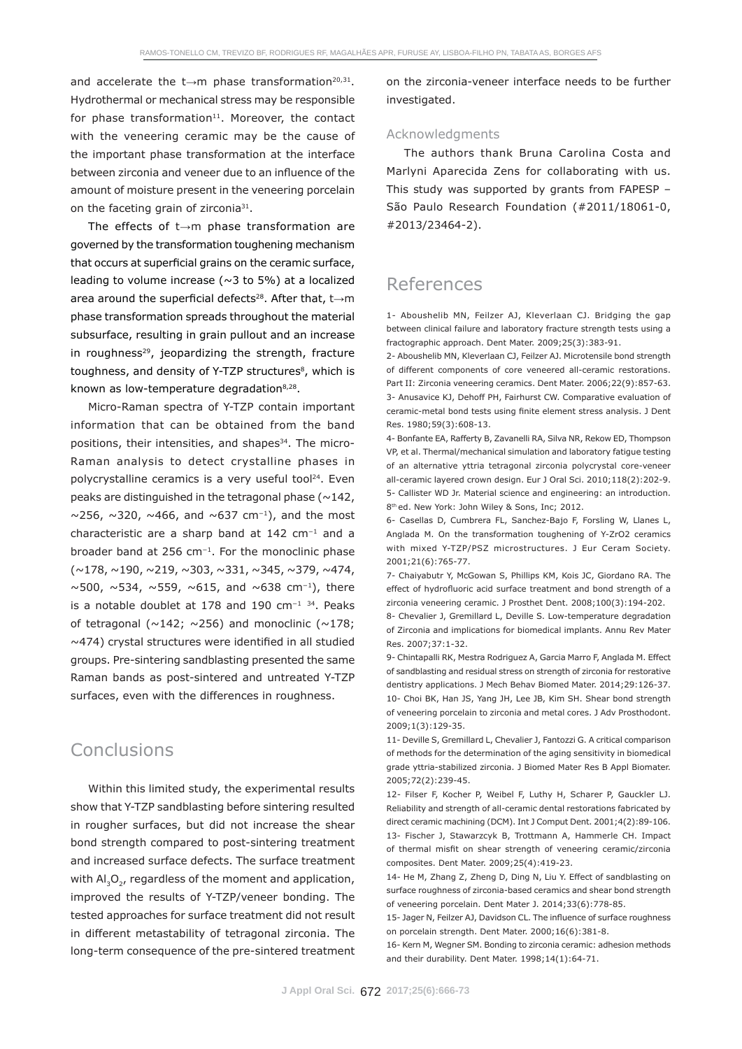and accelerate the t→m phase transformation[20,31]. Hydrothermal or mechanical stress may be responsible for phase transformation[11]. Moreover, the contact with the veneering ceramic may be the cause of the important phase transformation at the interface between zirconia and veneer due to an influence of the amount of moisture present in the veneering porcelain on the faceting grain of zirconia[31].

The effects of t→m phase transformation are governed by the transformation toughening mechanism that occurs at superficial grains on the ceramic surface, leading to volume increase (~3 to 5%) at a localized area around the superficial defects[28]. After that, t→m phase transformation spreads throughout the material subsurface, resulting in grain pullout and an increase in roughness[29], jeopardizing the strength, fracture toughness, and density of Y-TZP structures[8], which is known as low-temperature degradation[8,28].

Micro-Raman spectra of Y-TZP contain important information that can be obtained from the band positions, their intensities, and shapes[34]. The micro-Raman analysis to detect crystalline phases in polycrystalline ceramics is a very useful tool[24]. Even peaks are distinguished in the tetragonal phase (~142, ~256, ~320, ~466, and ~637 $cm^{-1}$), and the most characteristic are a sharp band at 142 $cm^{-1}$ and a broader band at 256 $cm^{-1}$. For the monoclinic phase (~178, ~190, ~219, ~303, ~331, ~345, ~379, ~474, ~500, ~534, ~559, ~615, and ~638 $cm^{-1}$), there is a notable doublet at 178 and 190 $cm^{-1}$ [34]. Peaks of tetragonal (~142; ~256) and monoclinic (~178; ~474) crystal structures were identified in all studied groups. Pre-sintering sandblasting presented the same Raman bands as post-sintered and untreated Y-TZP surfaces, even with the differences in roughness.

## Conclusions

Within this limited study, the experimental results show that Y-TZP sandblasting before sintering resulted in rougher surfaces, but did not increase the shear bond strength compared to post-sintering treatment and increased surface defects. The surface treatment with $Al_3O_2$, regardless of the moment and application, improved the results of Y-TZP/veneer bonding. The tested approaches for surface treatment did not result in different metastability of tetragonal zirconia. The long-term consequence of the pre-sintered treatment on the zirconia-veneer interface needs to be further investigated.

### Acknowledgments

The authors thank Bruna Carolina Costa and Marlyni Aparecida Zens for collaborating with us. This study was supported by grants from FAPESP – São Paulo Research Foundation (#2011/18061-0, #2013/23464-2).

## References

1- Aboushelib MN, Feilzer AJ, Kleverlaan CJ. Bridging the gap between clinical failure and laboratory fracture strength tests using a fractographic approach. Dent Mater. 2009;25(3):383-91.

2- Aboushelib MN, Kleverlaan CJ, Feilzer AJ. Microtensile bond strength of different components of core veneered all-ceramic restorations. Part II: Zirconia veneering ceramics. Dent Mater. 2006;22(9):857-63.

3- Anusavice KJ, Dehoff PH, Fairhurst CW. Comparative evaluation of ceramic-metal bond tests using finite element stress analysis. J Dent Res. 1980;59(3):608-13.

4- Bonfante EA, Rafferty B, Zavanelli RA, Silva NR, Rekow ED, Thompson VP, et al. Thermal/mechanical simulation and laboratory fatigue testing of an alternative yttria tetragonal zirconia polycrystal core-veneer all-ceramic layered crown design. Eur J Oral Sci. 2010;118(2):202-9.

5- Callister WD Jr. Material science and engineering: an introduction. 8th ed. New York: John Wiley & Sons, Inc; 2012.

6- Casellas D, Cumbrera FL, Sanchez-Bajo F, Forsling W, Llanes L, Anglada M. On the transformation toughening of Y-ZrO2 ceramics with mixed Y-TZP/PSZ microstructures. J Eur Ceram Society. 2001;21(6):765-77.

7- Chaiyabutr Y, McGowan S, Phillips KM, Kois JC, Giordano RA. The effect of hydrofluoric acid surface treatment and bond strength of a zirconia veneering ceramic. J Prosthet Dent. 2008;100(3):194-202.

8- Chevalier J, Gremillard L, Deville S. Low-temperature degradation of Zirconia and implications for biomedical implants. Annu Rev Mater Res. 2007;37:1-32.

9- Chintapalli RK, Mestra Rodriguez A, Garcia Marro F, Anglada M. Effect of sandblasting and residual stress on strength of zirconia for restorative dentistry applications. J Mech Behav Biomed Mater. 2014;29:126-37.

10- Choi BK, Han JS, Yang JH, Lee JB, Kim SH. Shear bond strength of veneering porcelain to zirconia and metal cores. J Adv Prosthodont. 2009;1(3):129-35.

11- Deville S, Gremillard L, Chevalier J, Fantozzi G. A critical comparison of methods for the determination of the aging sensitivity in biomedical grade yttria-stabilized zirconia. J Biomed Mater Res B Appl Biomater. 2005;72(2):239-45.

12- Filser F, Kocher P, Weibel F, Luthy H, Scharer P, Gauckler LJ. Reliability and strength of all-ceramic dental restorations fabricated by direct ceramic machining (DCM). Int J Comput Dent. 2001;4(2):89-106.

13- Fischer J, Stawarzcyk B, Trottmann A, Hammerle CH. Impact of thermal misfit on shear strength of veneering ceramic/zirconia composites. Dent Mater. 2009;25(4):419-23.

14- He M, Zhang Z, Zheng D, Ding N, Liu Y. Effect of sandblasting on surface roughness of zirconia-based ceramics and shear bond strength of veneering porcelain. Dent Mater J. 2014;33(6):778-85.

15- Jager N, Feilzer AJ, Davidson CL. The influence of surface roughness on porcelain strength. Dent Mater. 2000;16(6):381-8.

16- Kern M, Wegner SM. Bonding to zirconia ceramic: adhesion methods and their durability. Dent Mater. 1998;14(1):64-71.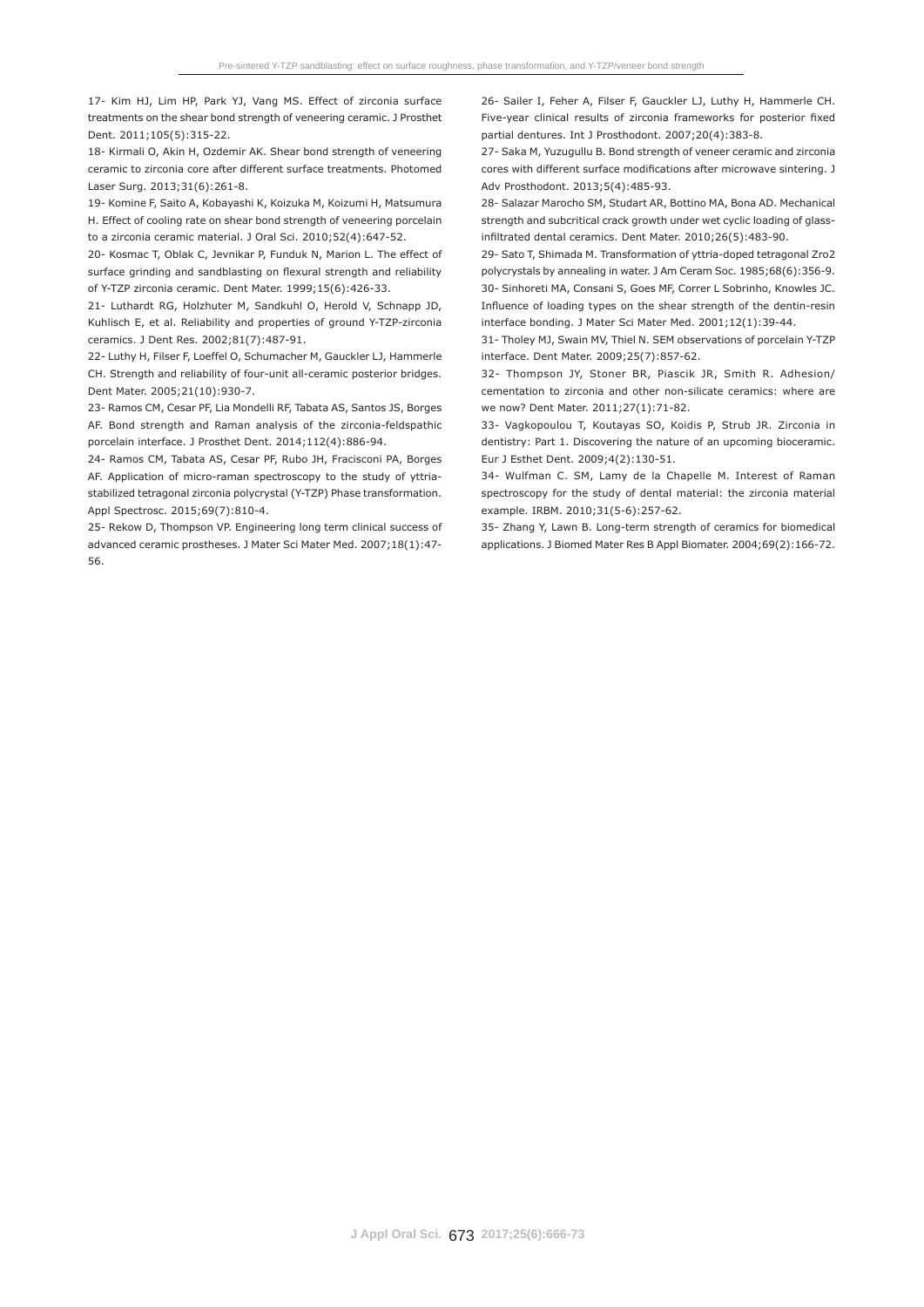17- Kim HJ, Lim HP, Park YJ, Vang MS. Effect of zirconia surface treatments on the shear bond strength of veneering ceramic. J Prosthet Dent. 2011;105(5):315-22.

18- Kirmali O, Akin H, Ozdemir AK. Shear bond strength of veneering ceramic to zirconia core after different surface treatments. Photomed Laser Surg. 2013;31(6):261-8.

19- Komine F, Saito A, Kobayashi K, Koizuka M, Koizumi H, Matsumura H. Effect of cooling rate on shear bond strength of veneering porcelain to a zirconia ceramic material. J Oral Sci. 2010;52(4):647-52.

20- Kosmac T, Oblak C, Jevnikar P, Funduk N, Marion L. The effect of surface grinding and sandblasting on flexural strength and reliability of Y-TZP zirconia ceramic. Dent Mater. 1999;15(6):426-33.

21- Luthardt RG, Holzhuter M, Sandkuhl O, Herold V, Schnapp JD, Kuhlisch E, et al. Reliability and properties of ground Y-TZP-zirconia ceramics. J Dent Res. 2002;81(7):487-91.

22- Luthy H, Filser F, Loeffel O, Schumacher M, Gauckler LJ, Hammerle CH. Strength and reliability of four-unit all-ceramic posterior bridges. Dent Mater. 2005;21(10):930-7.

23- Ramos CM, Cesar PF, Lia Mondelli RF, Tabata AS, Santos JS, Borges AF. Bond strength and Raman analysis of the zirconia-feldspathic porcelain interface. J Prosthet Dent. 2014;112(4):886-94.

24- Ramos CM, Tabata AS, Cesar PF, Rubo JH, Fracisconi PA, Borges AF. Application of micro-raman spectroscopy to the study of yttria-stabilized tetragonal zirconia polycrystal (Y-TZP) Phase transformation. Appl Spectrosc. 2015;69(7):810-4.

25- Rekow D, Thompson VP. Engineering long term clinical success of advanced ceramic prostheses. J Mater Sci Mater Med. 2007;18(1):47-56.

26- Sailer I, Feher A, Filser F, Gauckler LJ, Luthy H, Hammerle CH. Five-year clinical results of zirconia frameworks for posterior fixed partial dentures. Int J Prosthodont. 2007;20(4):383-8.

27- Saka M, Yuzugullu B. Bond strength of veneer ceramic and zirconia cores with different surface modifications after microwave sintering. J Adv Prosthodont. 2013;5(4):485-93.

28- Salazar Marocho SM, Studart AR, Bottino MA, Bona AD. Mechanical strength and subcritical crack growth under wet cyclic loading of glass-infiltrated dental ceramics. Dent Mater. 2010;26(5):483-90.

29- Sato T, Shimada M. Transformation of yttria-doped tetragonal Zro2 polycrystals by annealing in water. J Am Ceram Soc. 1985;68(6):356-9.

30- Sinhoreti MA, Consani S, Goes MF, Correr L Sobrinho, Knowles JC. Influence of loading types on the shear strength of the dentin-resin interface bonding. J Mater Sci Mater Med. 2001;12(1):39-44.

31- Tholey MJ, Swain MV, Thiel N. SEM observations of porcelain Y-TZP interface. Dent Mater. 2009;25(7):857-62.

32- Thompson JY, Stoner BR, Piascik JR, Smith R. Adhesion/cementation to zirconia and other non-silicate ceramics: where are we now? Dent Mater. 2011;27(1):71-82.

33- Vagkopoulou T, Koutayas SO, Koidis P, Strub JR. Zirconia in dentistry: Part 1. Discovering the nature of an upcoming bioceramic. Eur J Esthet Dent. 2009;4(2):130-51.

34- Wulfman C. SM, Lamy de la Chapelle M. Interest of Raman spectroscopy for the study of dental material: the zirconia material example. IRBM. 2010;31(5-6):257-62.

35- Zhang Y, Lawn B. Long-term strength of ceramics for biomedical applications. J Biomed Mater Res B Appl Biomater. 2004;69(2):166-72.